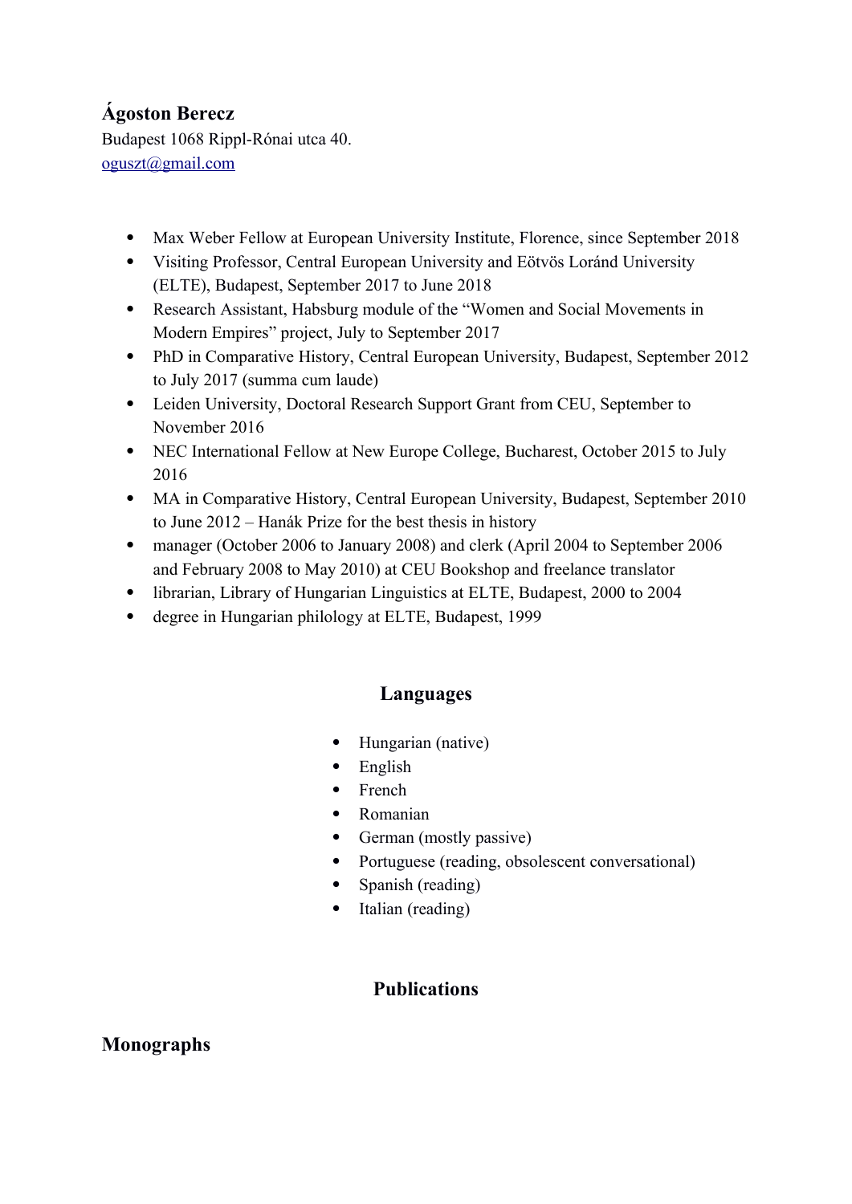# Ágoston Berecz

Budapest 1068 Rippl-Rónai utca 40.
oguszt@gmail.com

- Max Weber Fellow at European University Institute, Florence, since September 2018
- Visiting Professor, Central European University and Eötvös Loránd University (ELTE), Budapest, September 2017 to June 2018
- Research Assistant, Habsburg module of the "Women and Social Movements in Modern Empires" project, July to September 2017
- PhD in Comparative History, Central European University, Budapest, September 2012 to July 2017 (summa cum laude)
- Leiden University, Doctoral Research Support Grant from CEU, September to November 2016
- NEC International Fellow at New Europe College, Bucharest, October 2015 to July 2016
- MA in Comparative History, Central European University, Budapest, September 2010 to June 2012 – Hanák Prize for the best thesis in history
- manager (October 2006 to January 2008) and clerk (April 2004 to September 2006 and February 2008 to May 2010) at CEU Bookshop and freelance translator
- librarian, Library of Hungarian Linguistics at ELTE, Budapest, 2000 to 2004
- degree in Hungarian philology at ELTE, Budapest, 1999

## Languages

- Hungarian (native)
- English
- French
- Romanian
- German (mostly passive)
- Portuguese (reading, obsolescent conversational)
- Spanish (reading)
- Italian (reading)

## Publications

### Monographs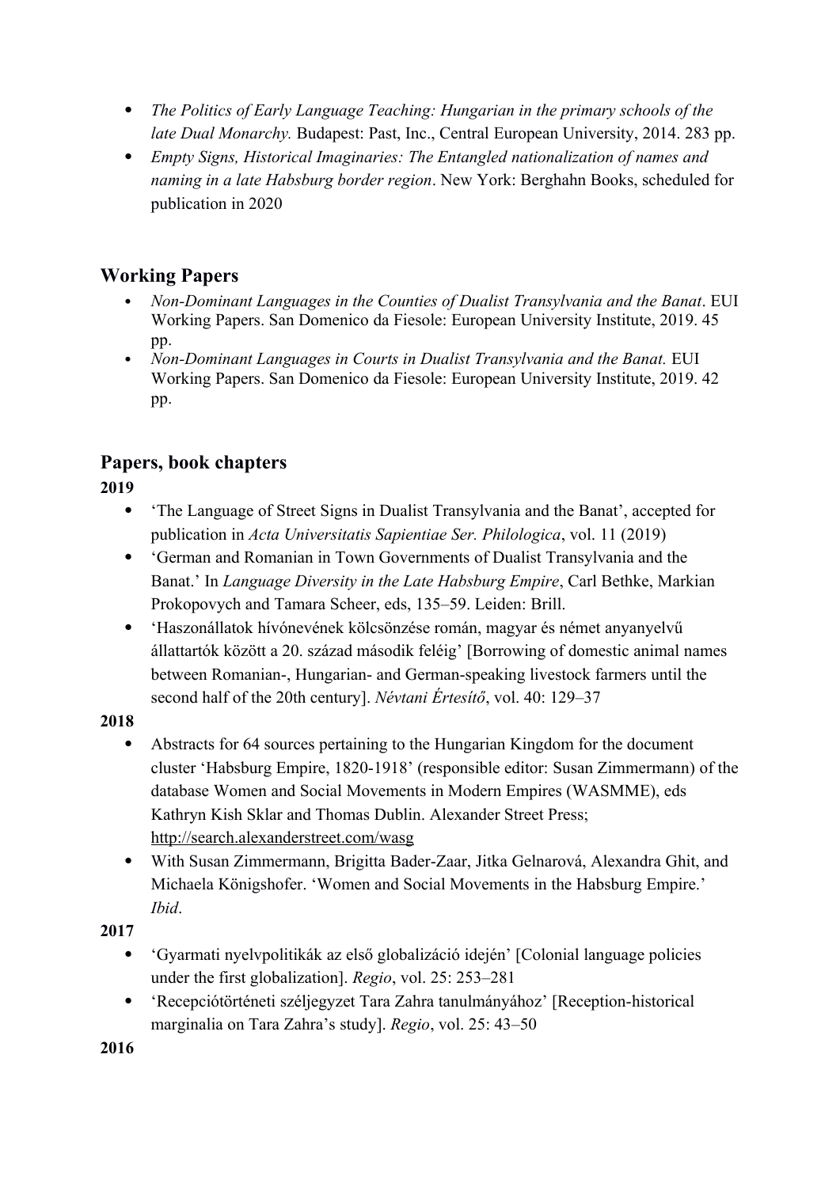- *The Politics of Early Language Teaching: Hungarian in the primary schools of the late Dual Monarchy.* Budapest: Past, Inc., Central European University, 2014. 283 pp.
- *Empty Signs, Historical Imaginaries: The Entangled nationalization of names and naming in a late Habsburg border region*. New York: Berghahn Books, scheduled for publication in 2020

## Working Papers

- *Non-Dominant Languages in the Counties of Dualist Transylvania and the Banat*. EUI Working Papers. San Domenico da Fiesole: European University Institute, 2019. 45 pp.
- *Non-Dominant Languages in Courts in Dualist Transylvania and the Banat.* EUI Working Papers. San Domenico da Fiesole: European University Institute, 2019. 42 pp.

## Papers, book chapters

**2019**

- 'The Language of Street Signs in Dualist Transylvania and the Banat', accepted for publication in *Acta Universitatis Sapientiae Ser. Philologica*, vol. 11 (2019)
- 'German and Romanian in Town Governments of Dualist Transylvania and the Banat.' In *Language Diversity in the Late Habsburg Empire*, Carl Bethke, Markian Prokopovych and Tamara Scheer, eds, 135–59. Leiden: Brill.
- 'Haszonállatok hívónevének kölcsönzése román, magyar és német anyanyelvű állattartók között a 20. század második feléig' [Borrowing of domestic animal names between Romanian-, Hungarian- and German-speaking livestock farmers until the second half of the 20th century]. *Névtani Értesítő*, vol. 40: 129–37

**2018**

- Abstracts for 64 sources pertaining to the Hungarian Kingdom for the document cluster 'Habsburg Empire, 1820-1918' (responsible editor: Susan Zimmermann) of the database Women and Social Movements in Modern Empires (WASMME), eds Kathryn Kish Sklar and Thomas Dublin. Alexander Street Press; http://search.alexanderstreet.com/wasg
- With Susan Zimmermann, Brigitta Bader-Zaar, Jitka Gelnarová, Alexandra Ghit, and Michaela Königshofer. 'Women and Social Movements in the Habsburg Empire.' *Ibid*.

**2017**

- 'Gyarmati nyelvpolitikák az első globalizáció idején' [Colonial language policies under the first globalization]. *Regio*, vol. 25: 253–281
- 'Recepciótörténeti széljegyzet Tara Zahra tanulmányához' [Reception-historical marginalia on Tara Zahra's study]. *Regio*, vol. 25: 43–50

**2016**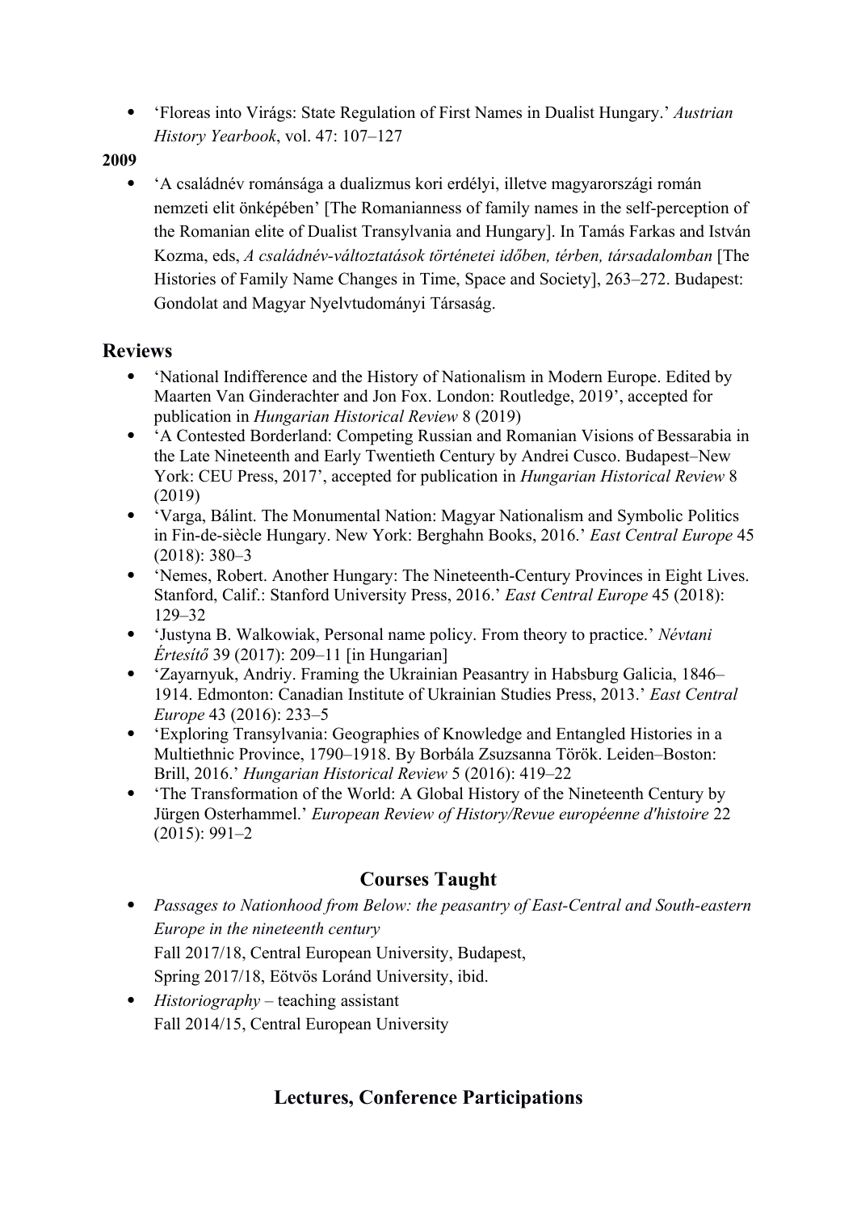- 'Floreas into Virágs: State Regulation of First Names in Dualist Hungary.' *Austrian History Yearbook*, vol. 47: 107–127

**2009**

- 'A családnév románsága a dualizmus kori erdélyi, illetve magyarországi román nemzeti elit önképében' [The Romanianness of family names in the self-perception of the Romanian elite of Dualist Transylvania and Hungary]. In Tamás Farkas and István Kozma, eds, *A családnév-változtatások történetei időben, térben, társadalomban* [The Histories of Family Name Changes in Time, Space and Society], 263–272. Budapest: Gondolat and Magyar Nyelvtudományi Társaság.

## Reviews

- 'National Indifference and the History of Nationalism in Modern Europe. Edited by Maarten Van Ginderachter and Jon Fox. London: Routledge, 2019', accepted for publication in *Hungarian Historical Review* 8 (2019)
- 'A Contested Borderland: Competing Russian and Romanian Visions of Bessarabia in the Late Nineteenth and Early Twentieth Century by Andrei Cusco. Budapest–New York: CEU Press, 2017', accepted for publication in *Hungarian Historical Review* 8 (2019)
- 'Varga, Bálint. The Monumental Nation: Magyar Nationalism and Symbolic Politics in Fin-de-siècle Hungary. New York: Berghahn Books, 2016.' *East Central Europe* 45 (2018): 380–3
- 'Nemes, Robert. Another Hungary: The Nineteenth-Century Provinces in Eight Lives. Stanford, Calif.: Stanford University Press, 2016.' *East Central Europe* 45 (2018): 129–32
- 'Justyna B. Walkowiak, Personal name policy. From theory to practice.' *Névtani Értesítő* 39 (2017): 209–11 [in Hungarian]
- 'Zayarnyuk, Andriy. Framing the Ukrainian Peasantry in Habsburg Galicia, 1846–1914. Edmonton: Canadian Institute of Ukrainian Studies Press, 2013.' *East Central Europe* 43 (2016): 233–5
- 'Exploring Transylvania: Geographies of Knowledge and Entangled Histories in a Multiethnic Province, 1790–1918. By Borbála Zsuzsanna Török. Leiden–Boston: Brill, 2016.' *Hungarian Historical Review* 5 (2016): 419–22
- 'The Transformation of the World: A Global History of the Nineteenth Century by Jürgen Osterhammel.' *European Review of History/Revue européenne d'histoire* 22 (2015): 991–2

## Courses Taught

- *Passages to Nationhood from Below: the peasantry of East-Central and South-eastern Europe in the nineteenth century*  
  Fall 2017/18, Central European University, Budapest,  
  Spring 2017/18, Eötvös Loránd University, ibid.
- *Historiography* – teaching assistant  
  Fall 2014/15, Central European University

## Lectures, Conference Participations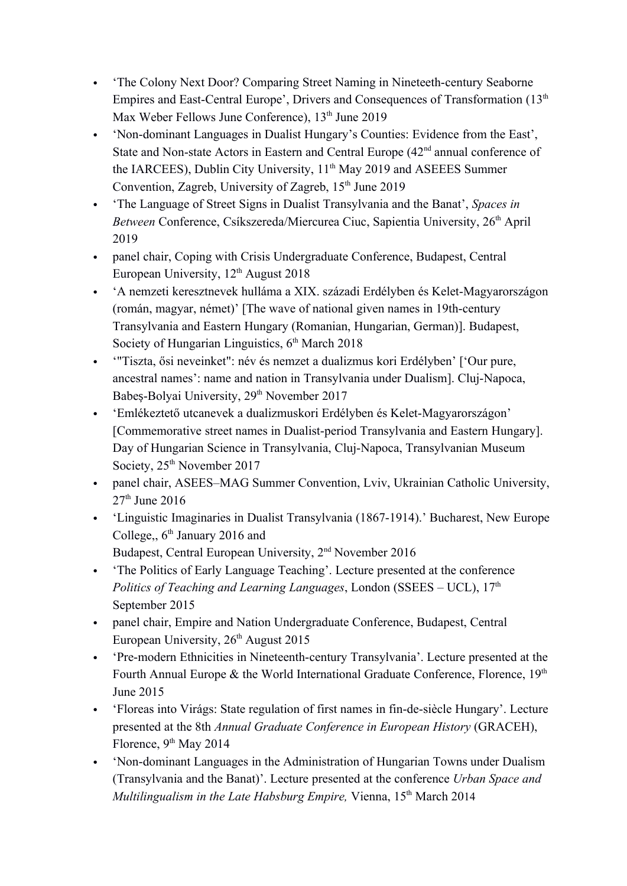- ‘The Colony Next Door? Comparing Street Naming in Nineteeth-century Seaborne Empires and East-Central Europe’, Drivers and Consequences of Transformation (13th Max Weber Fellows June Conference), 13th June 2019
- ‘Non-dominant Languages in Dualist Hungary’s Counties: Evidence from the East’, State and Non-state Actors in Eastern and Central Europe (42nd annual conference of the IARCEES), Dublin City University, 11th May 2019 and ASEEES Summer Convention, Zagreb, University of Zagreb, 15th June 2019
- ‘The Language of Street Signs in Dualist Transylvania and the Banat’, *Spaces in Between* Conference, Csíkszereda/Miercurea Ciuc, Sapientia University, 26th April 2019
- panel chair, Coping with Crisis Undergraduate Conference, Budapest, Central European University, 12th August 2018
- ‘A nemzeti keresztnevek hulláma a XIX. századi Erdélyben és Kelet-Magyarországon (román, magyar, német)’ [The wave of national given names in 19th-century Transylvania and Eastern Hungary (Romanian, Hungarian, German)]. Budapest, Society of Hungarian Linguistics, 6th March 2018
- ‘"Tiszta, ősi neveinket": név és nemzet a dualizmus kori Erdélyben’ [‘Our pure, ancestral names’: name and nation in Transylvania under Dualism]. Cluj-Napoca, Babeş-Bolyai University, 29th November 2017
- ‘Emlékeztető utcanevek a dualizmuskori Erdélyben és Kelet-Magyarországon’ [Commemorative street names in Dualist-period Transylvania and Eastern Hungary]. Day of Hungarian Science in Transylvania, Cluj-Napoca, Transylvanian Museum Society, 25th November 2017
- panel chair, ASEES–MAG Summer Convention, Lviv, Ukrainian Catholic University, 27th June 2016
- ‘Linguistic Imaginaries in Dualist Transylvania (1867-1914).’ Bucharest, New Europe College,, 6th January 2016 and
  Budapest, Central European University, 2nd November 2016
- ‘The Politics of Early Language Teaching’. Lecture presented at the conference *Politics of Teaching and Learning Languages*, London (SSEES – UCL), 17th September 2015
- panel chair, Empire and Nation Undergraduate Conference, Budapest, Central European University, 26th August 2015
- ‘Pre-modern Ethnicities in Nineteenth-century Transylvania’. Lecture presented at the Fourth Annual Europe & the World International Graduate Conference, Florence, 19th June 2015
- ‘Floreas into Virágs: State regulation of first names in fin-de-siècle Hungary’. Lecture presented at the 8th *Annual Graduate Conference in European History* (GRACEH), Florence, 9th May 2014
- ‘Non-dominant Languages in the Administration of Hungarian Towns under Dualism (Transylvania and the Banat)’. Lecture presented at the conference *Urban Space and Multilingualism in the Late Habsburg Empire,* Vienna, 15th March 2014